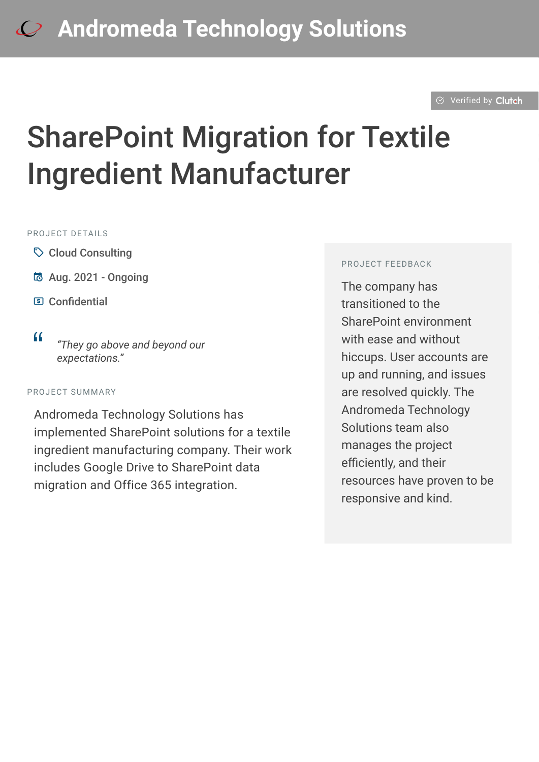# Andromeda Technology Solutions

Verified by Clutch

# SharePoint Migration for Textile Ingredient Manufacturer

PROJECT DETAILS

- Cloud Consulting
- Aug. 2021 - Ongoing
- Confidential

> *"They go above and beyond our expectations."*

PROJECT SUMMARY

Andromeda Technology Solutions has implemented SharePoint solutions for a textile ingredient manufacturing company. Their work includes Google Drive to SharePoint data migration and Office 365 integration.

PROJECT FEEDBACK

The company has transitioned to the SharePoint environment with ease and without hiccups. User accounts are up and running, and issues are resolved quickly. The Andromeda Technology Solutions team also manages the project efficiently, and their resources have proven to be responsive and kind.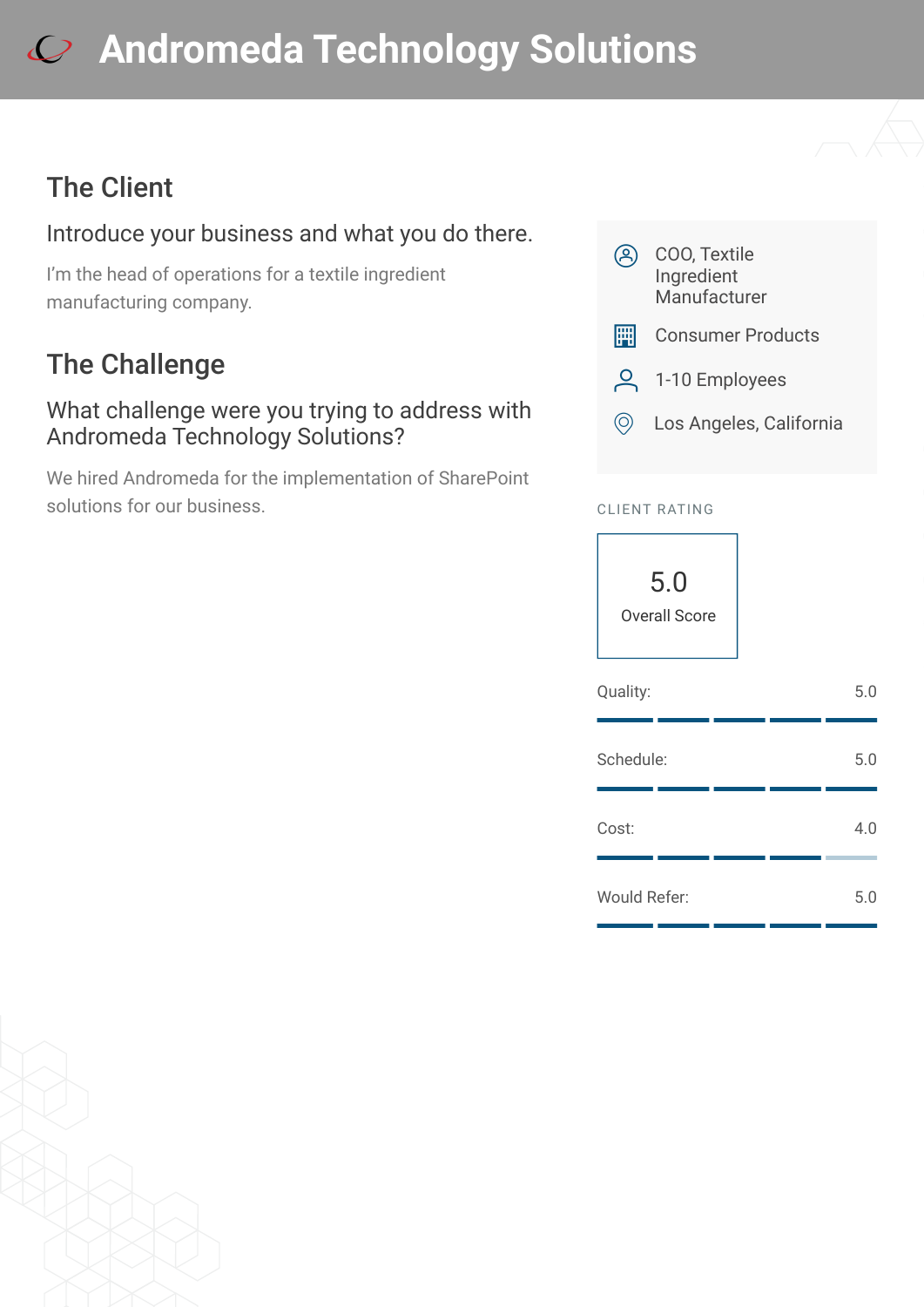# Andromeda Technology Solutions

## The Client

### Introduce your business and what you do there.

I'm the head of operations for a textile ingredient manufacturing company.

## The Challenge

### What challenge were you trying to address with Andromeda Technology Solutions?

We hired Andromeda for the implementation of SharePoint solutions for our business.

- COO, Textile Ingredient Manufacturer
- Consumer Products
- 1-10 Employees
- Los Angeles, California

CLIENT RATING

**5.0**
Overall Score

| Category | Score |
| --- | --- |
| Quality: | 5.0 |
| Schedule: | 5.0 |
| Cost: | 4.0 |
| Would Refer: | 5.0 |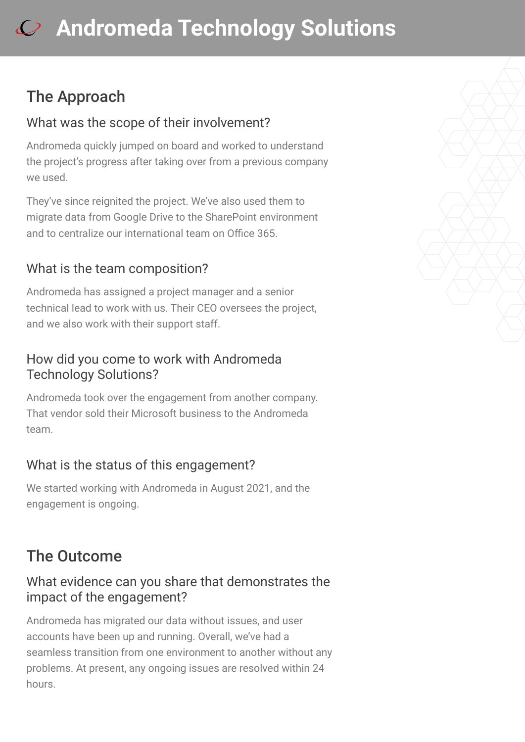## The Approach

### What was the scope of their involvement?

Andromeda quickly jumped on board and worked to understand the project's progress after taking over from a previous company we used.

They've since reignited the project. We've also used them to migrate data from Google Drive to the SharePoint environment and to centralize our international team on Office 365.

### What is the team composition?

Andromeda has assigned a project manager and a senior technical lead to work with us. Their CEO oversees the project, and we also work with their support staff.

### How did you come to work with Andromeda Technology Solutions?

Andromeda took over the engagement from another company. That vendor sold their Microsoft business to the Andromeda team.

### What is the status of this engagement?

We started working with Andromeda in August 2021, and the engagement is ongoing.

## The Outcome

### What evidence can you share that demonstrates the impact of the engagement?

Andromeda has migrated our data without issues, and user accounts have been up and running. Overall, we've had a seamless transition from one environment to another without any problems. At present, any ongoing issues are resolved within 24 hours.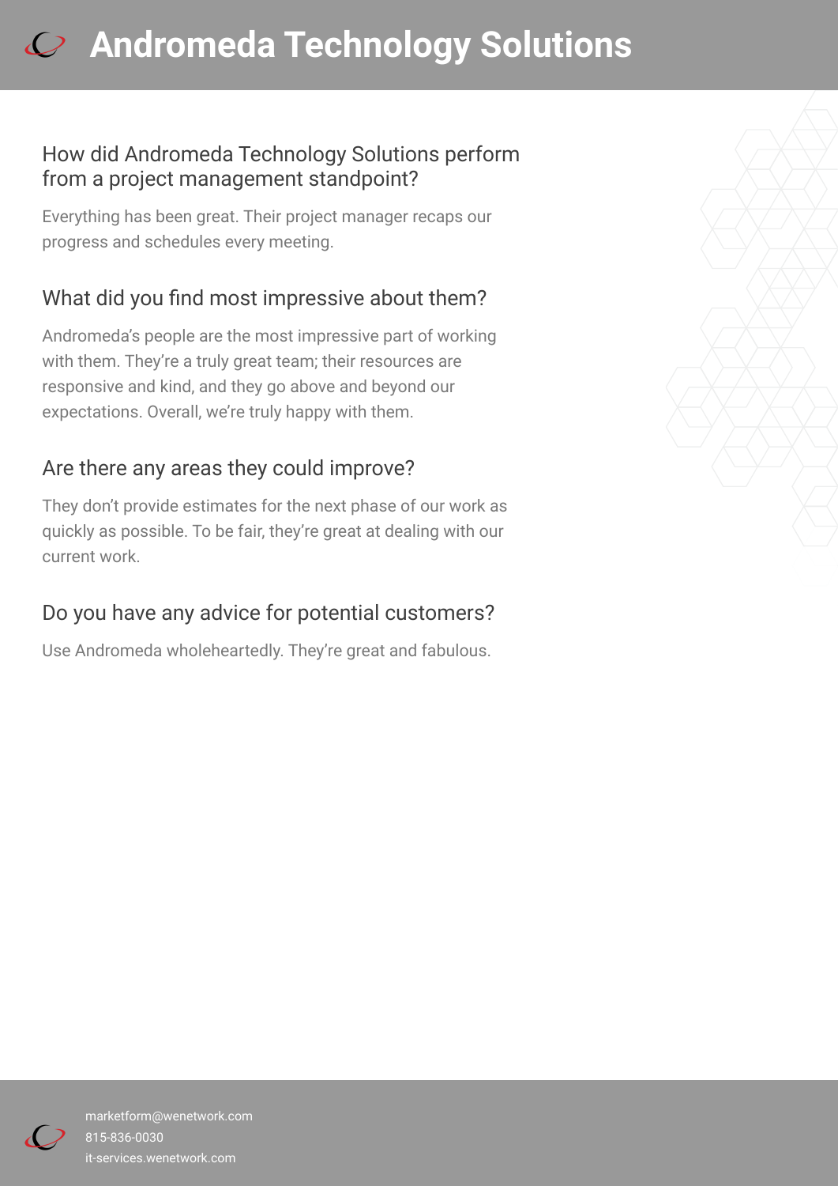# Andromeda Technology Solutions

## How did Andromeda Technology Solutions perform from a project management standpoint?

Everything has been great. Their project manager recaps our progress and schedules every meeting.

## What did you find most impressive about them?

Andromeda's people are the most impressive part of working with them. They're a truly great team; their resources are responsive and kind, and they go above and beyond our expectations. Overall, we're truly happy with them.

## Are there any areas they could improve?

They don't provide estimates for the next phase of our work as quickly as possible. To be fair, they're great at dealing with our current work.

## Do you have any advice for potential customers?

Use Andromeda wholeheartedly. They're great and fabulous.

marketform@wenetwork.com
815-836-0030
it-services.wenetwork.com